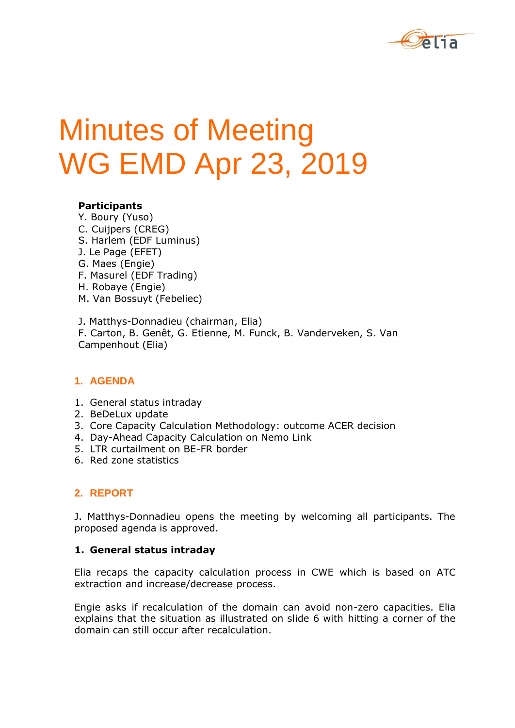# Minutes of Meeting
# WG EMD Apr 23, 2019

**Participants**
Y. Boury (Yuso)
C. Cuijpers (CREG)
S. Harlem (EDF Luminus)
J. Le Page (EFET)
G. Maes (Engie)
F. Masurel (EDF Trading)
H. Robaye (Engie)
M. Van Bossuyt (Febeliec)

J. Matthys-Donnadieu (chairman, Elia)
F. Carton, B. Genêt, G. Etienne, M. Funck, B. Vanderveken, S. Van Campenhout (Elia)

## 1. AGENDA

1. General status intraday
2. BeDeLux update
3. Core Capacity Calculation Methodology: outcome ACER decision
4. Day-Ahead Capacity Calculation on Nemo Link
5. LTR curtailment on BE-FR border
6. Red zone statistics

## 2. REPORT

J. Matthys-Donnadieu opens the meeting by welcoming all participants. The proposed agenda is approved.

### 1. General status intraday

Elia recaps the capacity calculation process in CWE which is based on ATC extraction and increase/decrease process.

Engie asks if recalculation of the domain can avoid non-zero capacities. Elia explains that the situation as illustrated on slide 6 with hitting a corner of the domain can still occur after recalculation.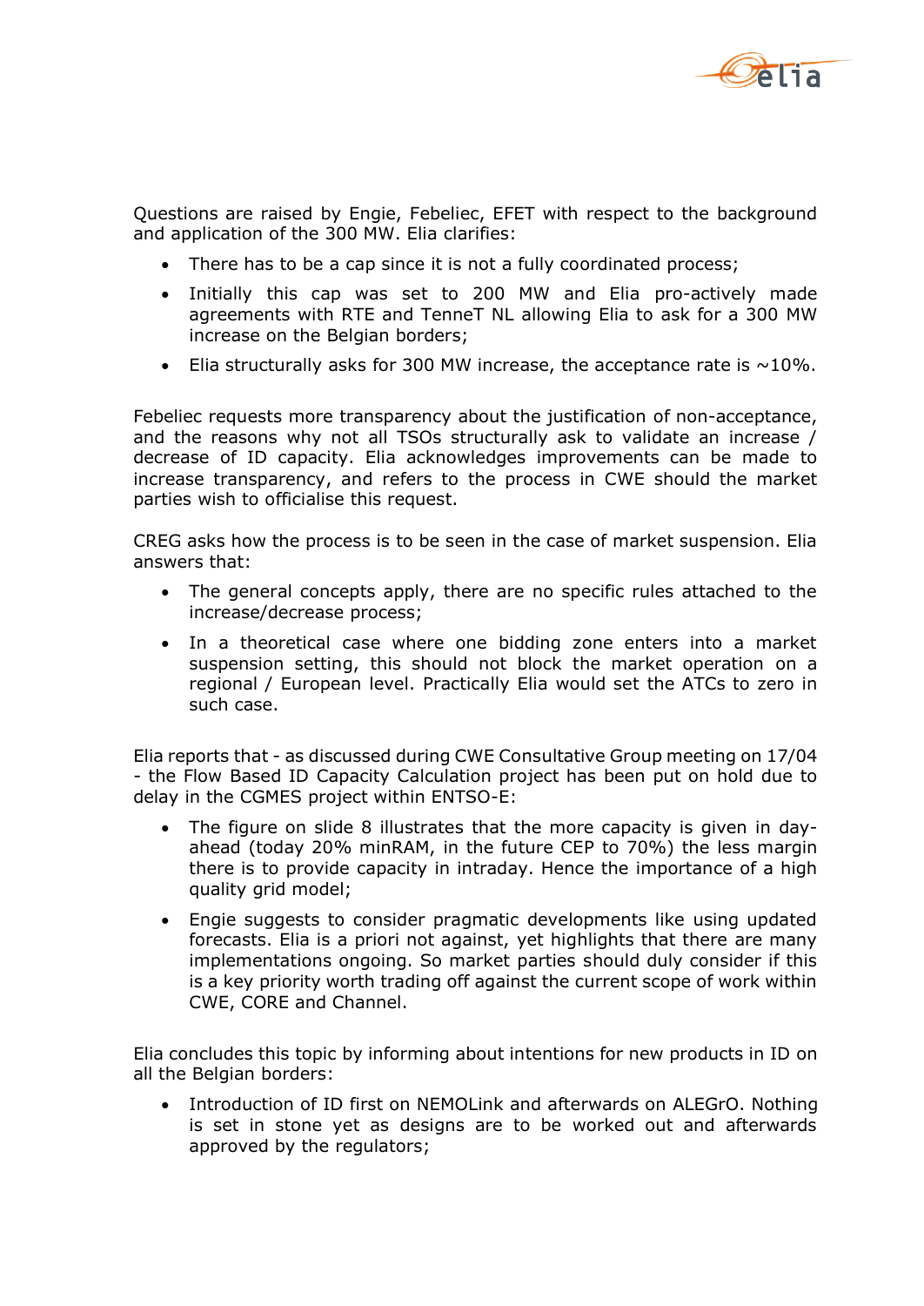Questions are raised by Engie, Febeliec, EFET with respect to the background and application of the 300 MW. Elia clarifies:

- There has to be a cap since it is not a fully coordinated process;
- Initially this cap was set to 200 MW and Elia pro-actively made agreements with RTE and TenneT NL allowing Elia to ask for a 300 MW increase on the Belgian borders;
- Elia structurally asks for 300 MW increase, the acceptance rate is ~10%.

Febeliec requests more transparency about the justification of non-acceptance, and the reasons why not all TSOs structurally ask to validate an increase / decrease of ID capacity. Elia acknowledges improvements can be made to increase transparency, and refers to the process in CWE should the market parties wish to officialise this request.

CREG asks how the process is to be seen in the case of market suspension. Elia answers that:

- The general concepts apply, there are no specific rules attached to the increase/decrease process;
- In a theoretical case where one bidding zone enters into a market suspension setting, this should not block the market operation on a regional / European level. Practically Elia would set the ATCs to zero in such case.

Elia reports that - as discussed during CWE Consultative Group meeting on 17/04 - the Flow Based ID Capacity Calculation project has been put on hold due to delay in the CGMES project within ENTSO-E:

- The figure on slide 8 illustrates that the more capacity is given in day-ahead (today 20% minRAM, in the future CEP to 70%) the less margin there is to provide capacity in intraday. Hence the importance of a high quality grid model;
- Engie suggests to consider pragmatic developments like using updated forecasts. Elia is a priori not against, yet highlights that there are many implementations ongoing. So market parties should duly consider if this is a key priority worth trading off against the current scope of work within CWE, CORE and Channel.

Elia concludes this topic by informing about intentions for new products in ID on all the Belgian borders:

- Introduction of ID first on NEMOLink and afterwards on ALEGrO. Nothing is set in stone yet as designs are to be worked out and afterwards approved by the regulators;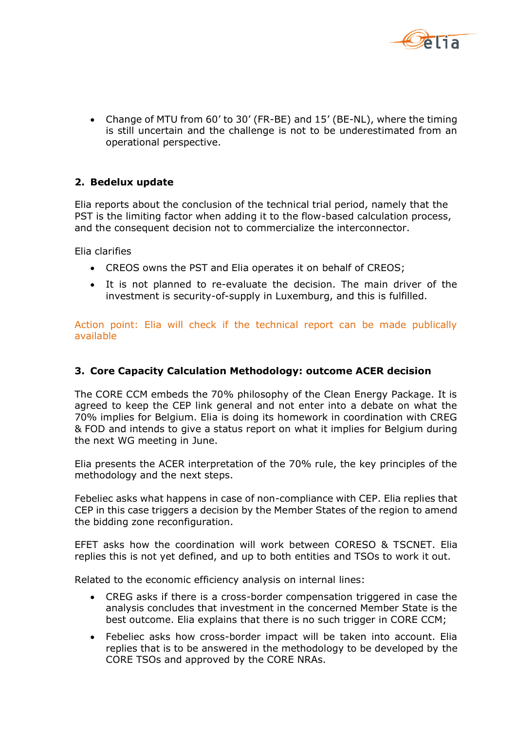- Change of MTU from 60' to 30' (FR-BE) and 15' (BE-NL), where the timing is still uncertain and the challenge is not to be underestimated from an operational perspective.

## 2. Bedelux update

Elia reports about the conclusion of the technical trial period, namely that the PST is the limiting factor when adding it to the flow-based calculation process, and the consequent decision not to commercialize the interconnector.

Elia clarifies

- CREOS owns the PST and Elia operates it on behalf of CREOS;
- It is not planned to re-evaluate the decision. The main driver of the investment is security-of-supply in Luxemburg, and this is fulfilled.

Action point: Elia will check if the technical report can be made publically available

## 3. Core Capacity Calculation Methodology: outcome ACER decision

The CORE CCM embeds the 70% philosophy of the Clean Energy Package. It is agreed to keep the CEP link general and not enter into a debate on what the 70% implies for Belgium. Elia is doing its homework in coordination with CREG & FOD and intends to give a status report on what it implies for Belgium during the next WG meeting in June.

Elia presents the ACER interpretation of the 70% rule, the key principles of the methodology and the next steps.

Febeliec asks what happens in case of non-compliance with CEP. Elia replies that CEP in this case triggers a decision by the Member States of the region to amend the bidding zone reconfiguration.

EFET asks how the coordination will work between CORESO & TSCNET. Elia replies this is not yet defined, and up to both entities and TSOs to work it out.

Related to the economic efficiency analysis on internal lines:

- CREG asks if there is a cross-border compensation triggered in case the analysis concludes that investment in the concerned Member State is the best outcome. Elia explains that there is no such trigger in CORE CCM;
- Febeliec asks how cross-border impact will be taken into account. Elia replies that is to be answered in the methodology to be developed by the CORE TSOs and approved by the CORE NRAs.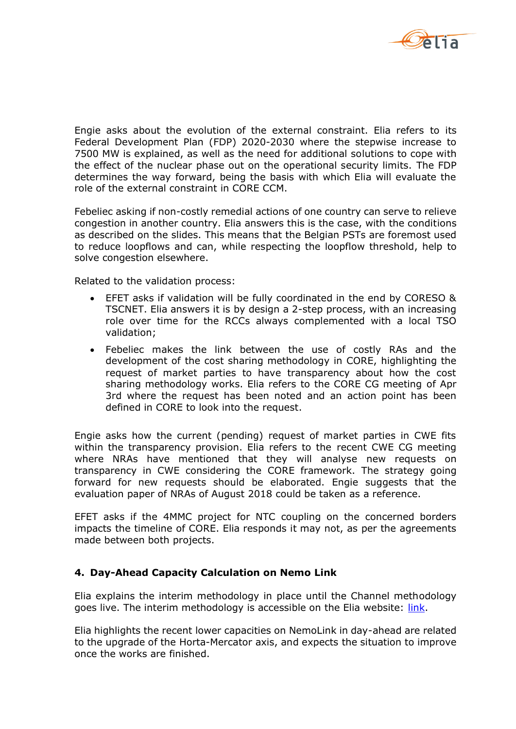Engie asks about the evolution of the external constraint. Elia refers to its Federal Development Plan (FDP) 2020-2030 where the stepwise increase to 7500 MW is explained, as well as the need for additional solutions to cope with the effect of the nuclear phase out on the operational security limits. The FDP determines the way forward, being the basis with which Elia will evaluate the role of the external constraint in CORE CCM.

Febeliec asking if non-costly remedial actions of one country can serve to relieve congestion in another country. Elia answers this is the case, with the conditions as described on the slides. This means that the Belgian PSTs are foremost used to reduce loopflows and can, while respecting the loopflow threshold, help to solve congestion elsewhere.

Related to the validation process:

- EFET asks if validation will be fully coordinated in the end by CORESO & TSCNET. Elia answers it is by design a 2-step process, with an increasing role over time for the RCCs always complemented with a local TSO validation;
- Febeliec makes the link between the use of costly RAs and the development of the cost sharing methodology in CORE, highlighting the request of market parties to have transparency about how the cost sharing methodology works. Elia refers to the CORE CG meeting of Apr 3rd where the request has been noted and an action point has been defined in CORE to look into the request.

Engie asks how the current (pending) request of market parties in CWE fits within the transparency provision. Elia refers to the recent CWE CG meeting where NRAs have mentioned that they will analyse new requests on transparency in CWE considering the CORE framework. The strategy going forward for new requests should be elaborated. Engie suggests that the evaluation paper of NRAs of August 2018 could be taken as a reference.

EFET asks if the 4MMC project for NTC coupling on the concerned borders impacts the timeline of CORE. Elia responds it may not, as per the agreements made between both projects.

## 4. Day-Ahead Capacity Calculation on Nemo Link

Elia explains the interim methodology in place until the Channel methodology goes live. The interim methodology is accessible on the Elia website: link.

Elia highlights the recent lower capacities on NemoLink in day-ahead are related to the upgrade of the Horta-Mercator axis, and expects the situation to improve once the works are finished.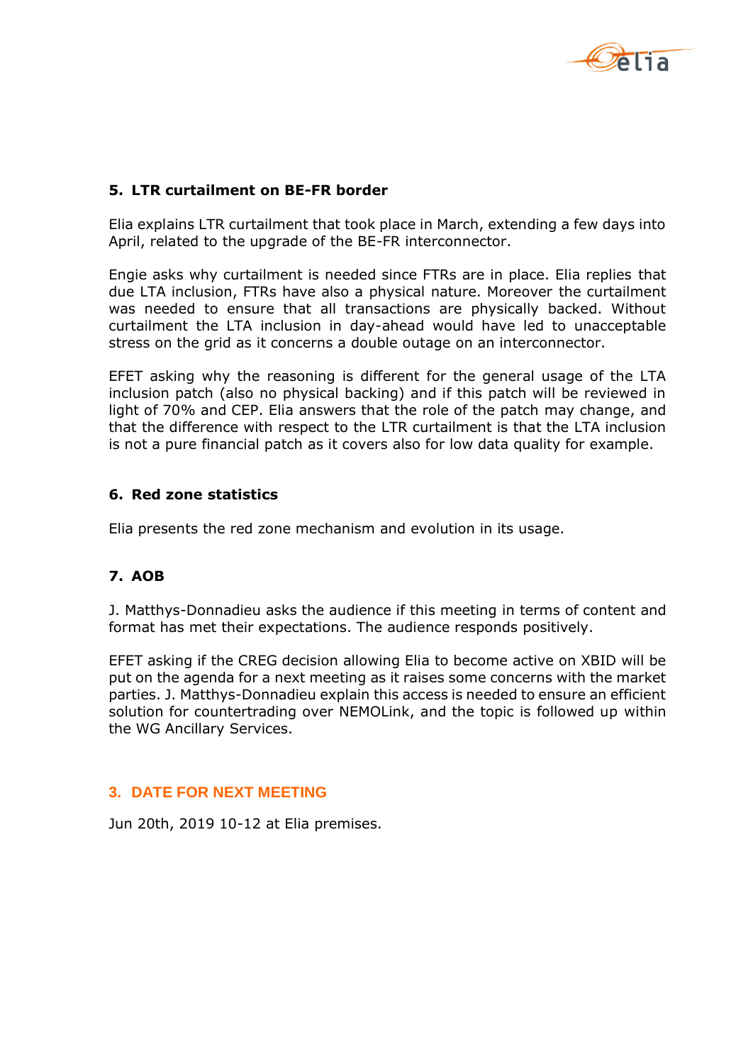### 5. LTR curtailment on BE-FR border

Elia explains LTR curtailment that took place in March, extending a few days into April, related to the upgrade of the BE-FR interconnector.

Engie asks why curtailment is needed since FTRs are in place. Elia replies that due LTA inclusion, FTRs have also a physical nature. Moreover the curtailment was needed to ensure that all transactions are physically backed. Without curtailment the LTA inclusion in day-ahead would have led to unacceptable stress on the grid as it concerns a double outage on an interconnector.

EFET asking why the reasoning is different for the general usage of the LTA inclusion patch (also no physical backing) and if this patch will be reviewed in light of 70% and CEP. Elia answers that the role of the patch may change, and that the difference with respect to the LTR curtailment is that the LTA inclusion is not a pure financial patch as it covers also for low data quality for example.

### 6. Red zone statistics

Elia presents the red zone mechanism and evolution in its usage.

### 7. AOB

J. Matthys-Donnadieu asks the audience if this meeting in terms of content and format has met their expectations. The audience responds positively.

EFET asking if the CREG decision allowing Elia to become active on XBID will be put on the agenda for a next meeting as it raises some concerns with the market parties. J. Matthys-Donnadieu explain this access is needed to ensure an efficient solution for countertrading over NEMOLink, and the topic is followed up within the WG Ancillary Services.

## 3. DATE FOR NEXT MEETING

Jun 20th, 2019 10-12 at Elia premises.